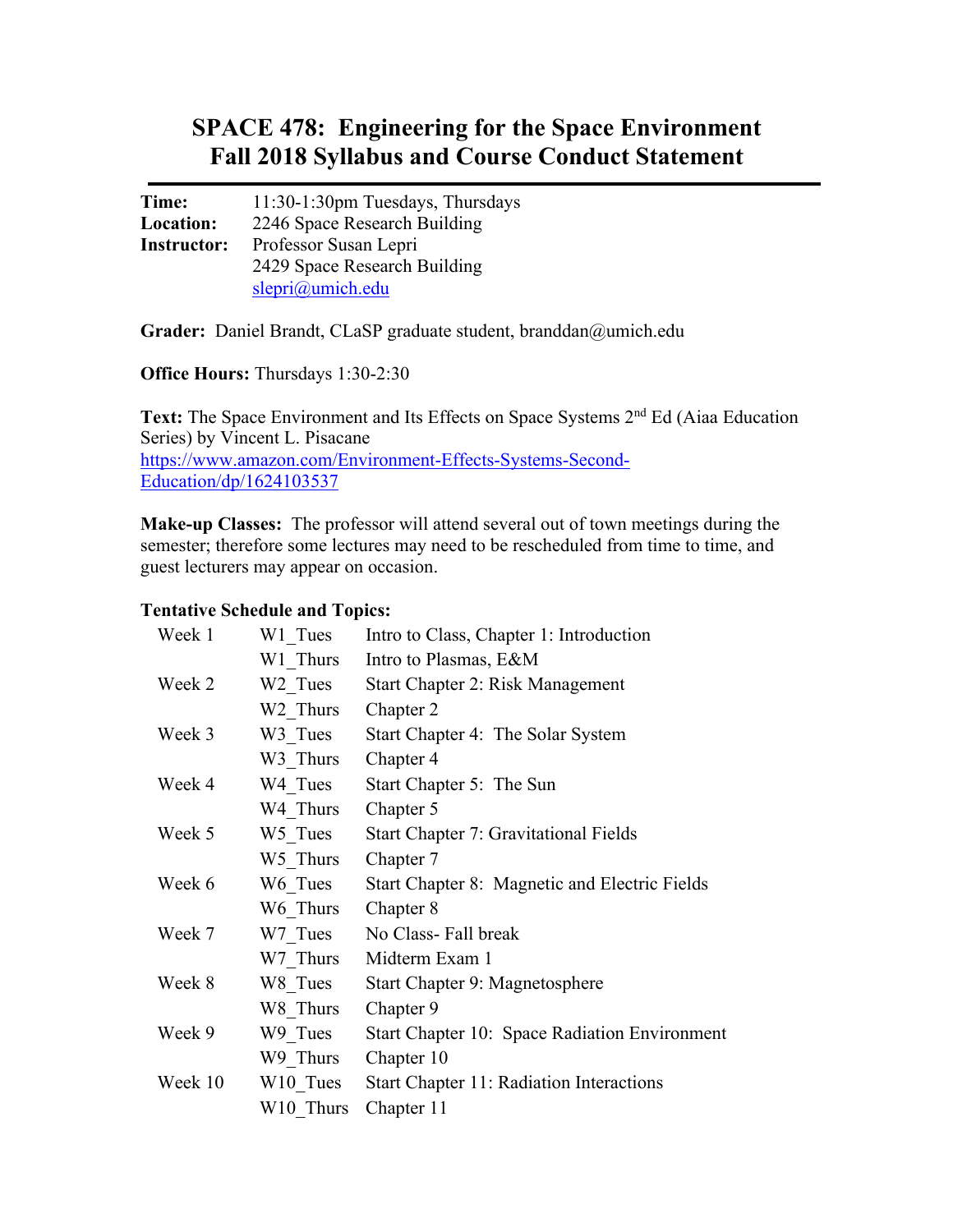# SPACE 478: Engineering for the Space Environment
## Fall 2018 Syllabus and Course Conduct Statement

**Time:** 11:30-1:30pm Tuesdays, Thursdays
**Location:** 2246 Space Research Building
**Instructor:** Professor Susan Lepri
2429 Space Research Building
slepri@umich.edu

**Grader:** Daniel Brandt, CLaSP graduate student, branddan@umich.edu

**Office Hours:** Thursdays 1:30-2:30

**Text:** The Space Environment and Its Effects on Space Systems 2nd Ed (Aiaa Education Series) by Vincent L. Pisacane
https://www.amazon.com/Environment-Effects-Systems-Second-Education/dp/1624103537

**Make-up Classes:** The professor will attend several out of town meetings during the semester; therefore some lectures may need to be rescheduled from time to time, and guest lecturers may appear on occasion.

**Tentative Schedule and Topics:**

| | | |
|---|---|---|
| Week 1 | W1_Tues | Intro to Class, Chapter 1: Introduction |
| | W1_Thurs | Intro to Plasmas, E&M |
| Week 2 | W2_Tues | Start Chapter 2: Risk Management |
| | W2_Thurs | Chapter 2 |
| Week 3 | W3_Tues | Start Chapter 4: The Solar System |
| | W3_Thurs | Chapter 4 |
| Week 4 | W4_Tues | Start Chapter 5: The Sun |
| | W4_Thurs | Chapter 5 |
| Week 5 | W5_Tues | Start Chapter 7: Gravitational Fields |
| | W5_Thurs | Chapter 7 |
| Week 6 | W6_Tues | Start Chapter 8: Magnetic and Electric Fields |
| | W6_Thurs | Chapter 8 |
| Week 7 | W7_Tues | No Class- Fall break |
| | W7_Thurs | Midterm Exam 1 |
| Week 8 | W8_Tues | Start Chapter 9: Magnetosphere |
| | W8_Thurs | Chapter 9 |
| Week 9 | W9_Tues | Start Chapter 10: Space Radiation Environment |
| | W9_Thurs | Chapter 10 |
| Week 10 | W10_Tues | Start Chapter 11: Radiation Interactions |
| | W10_Thurs | Chapter 11 |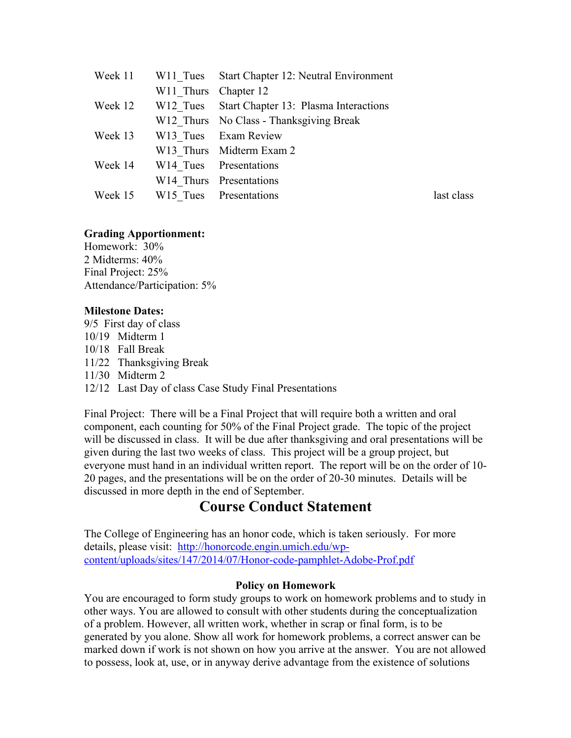| | | | |
|---|---|---|---|
| Week 11 | W11_Tues | Start Chapter 12: Neutral Environment | |
| | W11_Thurs | Chapter 12 | |
| Week 12 | W12_Tues | Start Chapter 13: Plasma Interactions | |
| | W12_Thurs | No Class - Thanksgiving Break | |
| Week 13 | W13_Tues | Exam Review | |
| | W13_Thurs | Midterm Exam 2 | |
| Week 14 | W14_Tues | Presentations | |
| | W14_Thurs | Presentations | |
| Week 15 | W15_Tues | Presentations | last class |

**Grading Apportionment:**
Homework: 30%
2 Midterms: 40%
Final Project: 25%
Attendance/Participation: 5%

**Milestone Dates:**
9/5 First day of class
10/19 Midterm 1
10/18 Fall Break
11/22 Thanksgiving Break
11/30 Midterm 2
12/12 Last Day of class Case Study Final Presentations

Final Project: There will be a Final Project that will require both a written and oral component, each counting for 50% of the Final Project grade. The topic of the project will be discussed in class. It will be due after thanksgiving and oral presentations will be given during the last two weeks of class. This project will be a group project, but everyone must hand in an individual written report. The report will be on the order of 10-20 pages, and the presentations will be on the order of 20-30 minutes. Details will be discussed in more depth in the end of September.

# Course Conduct Statement

The College of Engineering has an honor code, which is taken seriously. For more details, please visit: http://honorcode.engin.umich.edu/wp-content/uploads/sites/147/2014/07/Honor-code-pamphlet-Adobe-Prof.pdf

### Policy on Homework

You are encouraged to form study groups to work on homework problems and to study in other ways. You are allowed to consult with other students during the conceptualization of a problem. However, all written work, whether in scrap or final form, is to be generated by you alone. Show all work for homework problems, a correct answer can be marked down if work is not shown on how you arrive at the answer. You are not allowed to possess, look at, use, or in anyway derive advantage from the existence of solutions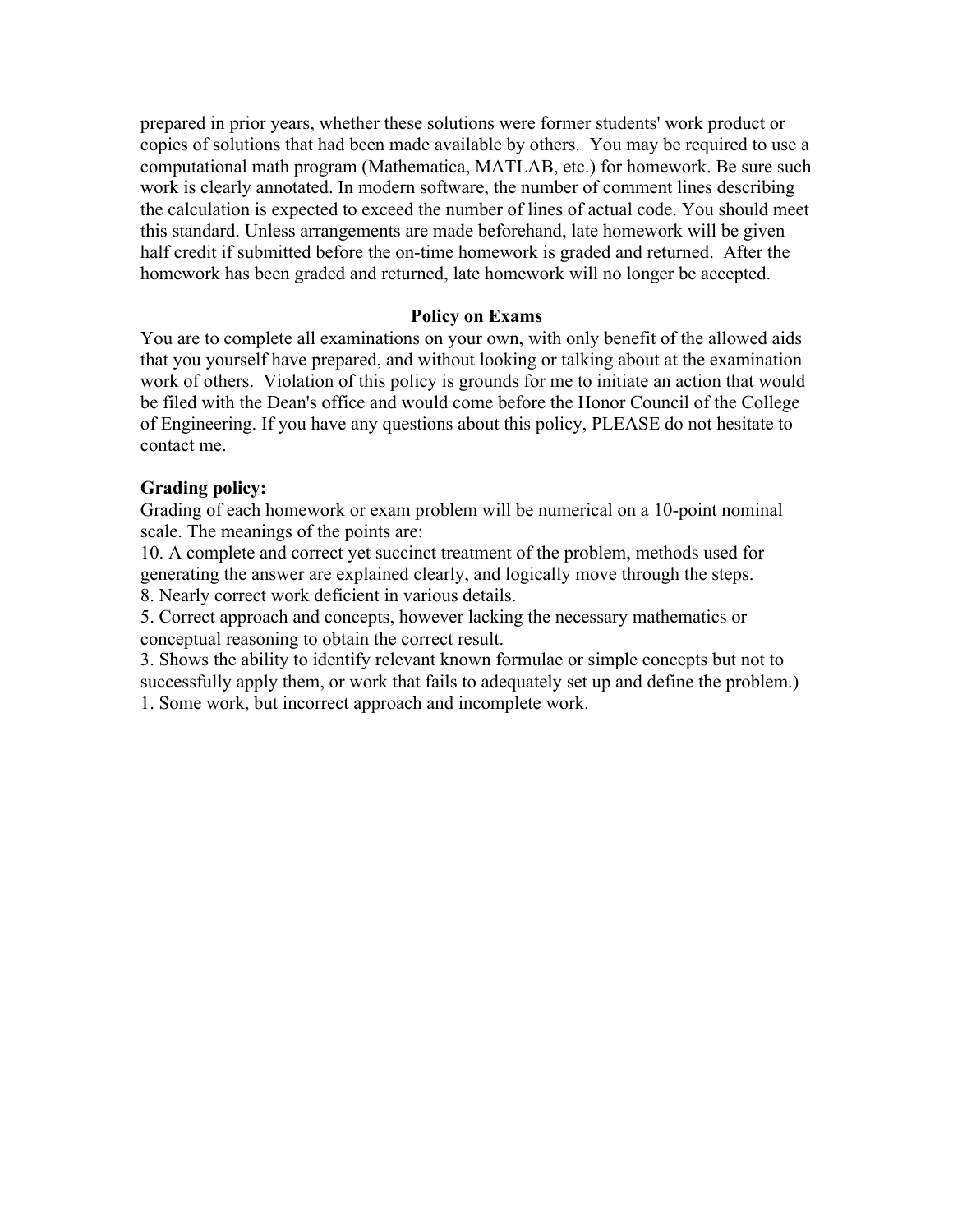prepared in prior years, whether these solutions were former students' work product or copies of solutions that had been made available by others. You may be required to use a computational math program (Mathematica, MATLAB, etc.) for homework. Be sure such work is clearly annotated. In modern software, the number of comment lines describing the calculation is expected to exceed the number of lines of actual code. You should meet this standard. Unless arrangements are made beforehand, late homework will be given half credit if submitted before the on-time homework is graded and returned. After the homework has been graded and returned, late homework will no longer be accepted.

**Policy on Exams**

You are to complete all examinations on your own, with only benefit of the allowed aids that you yourself have prepared, and without looking or talking about at the examination work of others. Violation of this policy is grounds for me to initiate an action that would be filed with the Dean's office and would come before the Honor Council of the College of Engineering. If you have any questions about this policy, PLEASE do not hesitate to contact me.

**Grading policy:**

Grading of each homework or exam problem will be numerical on a 10-point nominal scale. The meanings of the points are:

10. A complete and correct yet succinct treatment of the problem, methods used for generating the answer are explained clearly, and logically move through the steps.

8. Nearly correct work deficient in various details.

5. Correct approach and concepts, however lacking the necessary mathematics or conceptual reasoning to obtain the correct result.

3. Shows the ability to identify relevant known formulae or simple concepts but not to successfully apply them, or work that fails to adequately set up and define the problem.)

1. Some work, but incorrect approach and incomplete work.